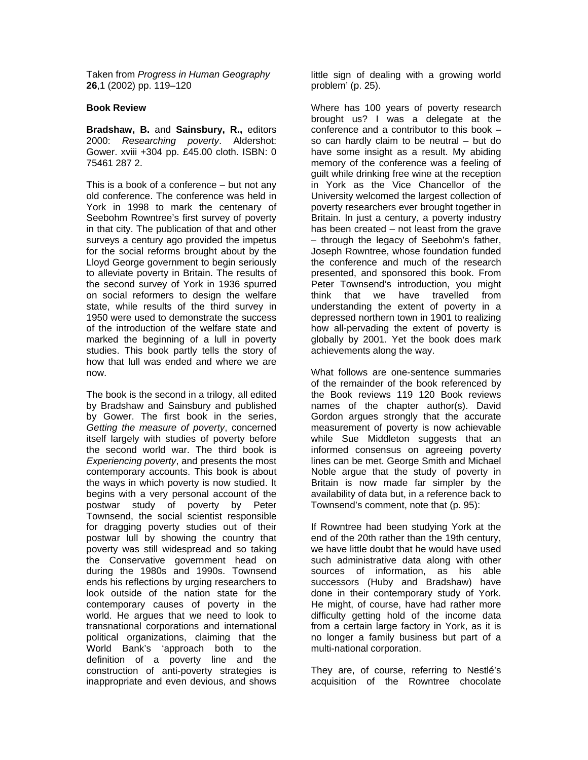Taken from *Progress in Human Geography* **26**,1 (2002) pp. 119–120

**Book Review**

**Bradshaw, B.** and **Sainsbury, R.,** editors 2000: *Researching poverty*. Aldershot: Gower. xviii +304 pp. £45.00 cloth. ISBN: 0 75461 287 2.

This is a book of a conference – but not any old conference. The conference was held in York in 1998 to mark the centenary of Seebohm Rowntree's first survey of poverty in that city. The publication of that and other surveys a century ago provided the impetus for the social reforms brought about by the Lloyd George government to begin seriously to alleviate poverty in Britain. The results of the second survey of York in 1936 spurred on social reformers to design the welfare state, while results of the third survey in 1950 were used to demonstrate the success of the introduction of the welfare state and marked the beginning of a lull in poverty studies. This book partly tells the story of how that lull was ended and where we are now.

The book is the second in a trilogy, all edited by Bradshaw and Sainsbury and published by Gower. The first book in the series, *Getting the measure of poverty*, concerned itself largely with studies of poverty before the second world war. The third book is *Experiencing poverty*, and presents the most contemporary accounts. This book is about the ways in which poverty is now studied. It begins with a very personal account of the postwar study of poverty by Peter Townsend, the social scientist responsible for dragging poverty studies out of their postwar lull by showing the country that poverty was still widespread and so taking the Conservative government head on during the 1980s and 1990s. Townsend ends his reflections by urging researchers to look outside of the nation state for the contemporary causes of poverty in the world. He argues that we need to look to transnational corporations and international political organizations, claiming that the World Bank's 'approach both to the definition of a poverty line and the construction of anti-poverty strategies is inappropriate and even devious, and shows little sign of dealing with a growing world problem' (p. 25).

Where has 100 years of poverty research brought us? I was a delegate at the conference and a contributor to this book – so can hardly claim to be neutral – but do have some insight as a result. My abiding memory of the conference was a feeling of guilt while drinking free wine at the reception in York as the Vice Chancellor of the University welcomed the largest collection of poverty researchers ever brought together in Britain. In just a century, a poverty industry has been created – not least from the grave – through the legacy of Seebohm's father, Joseph Rowntree, whose foundation funded the conference and much of the research presented, and sponsored this book. From Peter Townsend's introduction, you might think that we have travelled from understanding the extent of poverty in a depressed northern town in 1901 to realizing how all-pervading the extent of poverty is globally by 2001. Yet the book does mark achievements along the way.

What follows are one-sentence summaries of the remainder of the book referenced by the Book reviews 119 120 Book reviews names of the chapter author(s). David Gordon argues strongly that the accurate measurement of poverty is now achievable while Sue Middleton suggests that an informed consensus on agreeing poverty lines can be met. George Smith and Michael Noble argue that the study of poverty in Britain is now made far simpler by the availability of data but, in a reference back to Townsend's comment, note that (p. 95):

> If Rowntree had been studying York at the end of the 20th rather than the 19th century, we have little doubt that he would have used such administrative data along with other sources of information, as his able successors (Huby and Bradshaw) have done in their contemporary study of York. He might, of course, have had rather more difficulty getting hold of the income data from a certain large factory in York, as it is no longer a family business but part of a multi-national corporation.

They are, of course, referring to Nestlé's acquisition of the Rowntree chocolate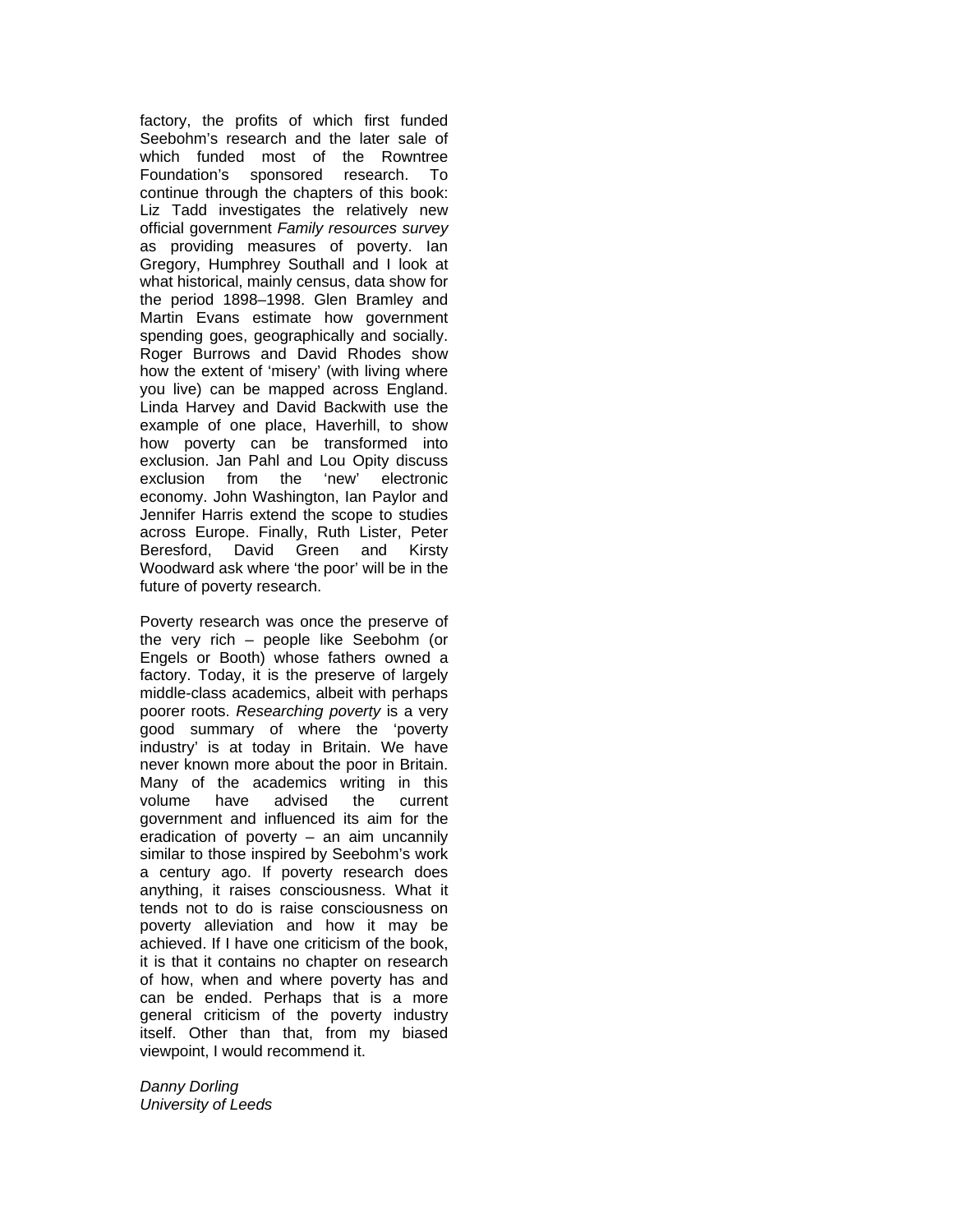factory, the profits of which first funded Seebohm's research and the later sale of which funded most of the Rowntree Foundation's sponsored research. To continue through the chapters of this book: Liz Tadd investigates the relatively new official government *Family resources survey* as providing measures of poverty. Ian Gregory, Humphrey Southall and I look at what historical, mainly census, data show for the period 1898–1998. Glen Bramley and Martin Evans estimate how government spending goes, geographically and socially. Roger Burrows and David Rhodes show how the extent of 'misery' (with living where you live) can be mapped across England. Linda Harvey and David Backwith use the example of one place, Haverhill, to show how poverty can be transformed into exclusion. Jan Pahl and Lou Opity discuss exclusion from the 'new' electronic economy. John Washington, Ian Paylor and Jennifer Harris extend the scope to studies across Europe. Finally, Ruth Lister, Peter Beresford, David Green and Kirsty Woodward ask where 'the poor' will be in the future of poverty research.

Poverty research was once the preserve of the very rich – people like Seebohm (or Engels or Booth) whose fathers owned a factory. Today, it is the preserve of largely middle-class academics, albeit with perhaps poorer roots. *Researching poverty* is a very good summary of where the 'poverty industry' is at today in Britain. We have never known more about the poor in Britain. Many of the academics writing in this volume have advised the current government and influenced its aim for the eradication of poverty – an aim uncannily similar to those inspired by Seebohm's work a century ago. If poverty research does anything, it raises consciousness. What it tends not to do is raise consciousness on poverty alleviation and how it may be achieved. If I have one criticism of the book, it is that it contains no chapter on research of how, when and where poverty has and can be ended. Perhaps that is a more general criticism of the poverty industry itself. Other than that, from my biased viewpoint, I would recommend it.

*Danny Dorling*
*University of Leeds*